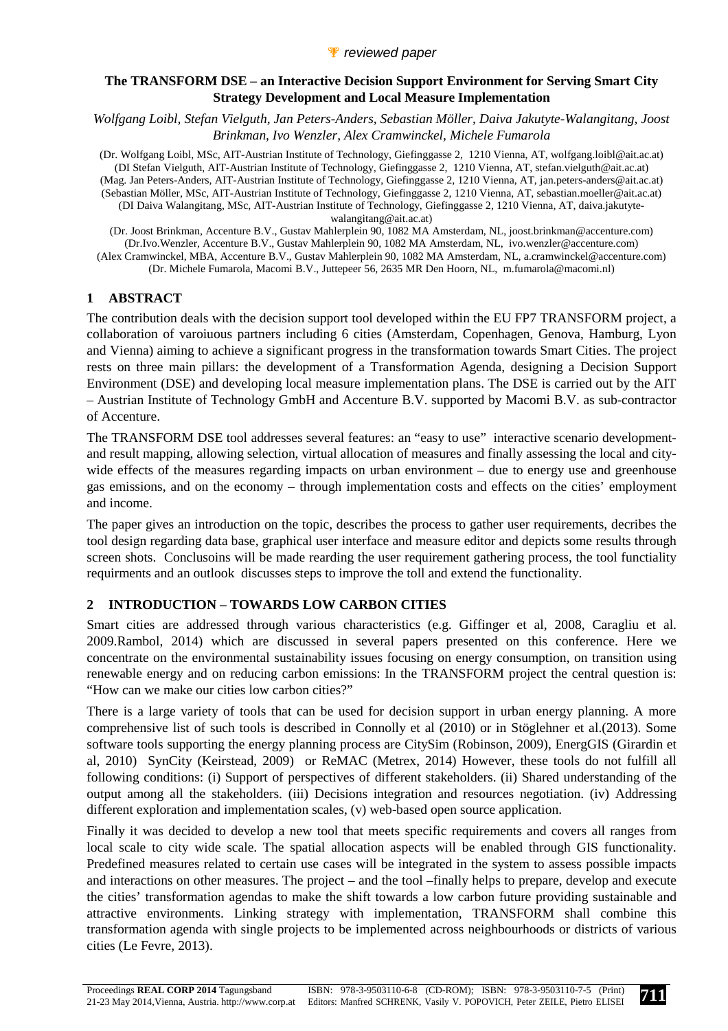*reviewed paper*

# The TRANSFORM DSE – an Interactive Decision Support Environment for Serving Smart City Strategy Development and Local Measure Implementation

*Wolfgang Loibl, Stefan Vielguth, Jan Peters-Anders, Sebastian Möller, Daiva Jakutyte-Walangitang, Joost Brinkman, Ivo Wenzler, Alex Cramwinckel, Michele Fumarola*

(Dr. Wolfgang Loibl, MSc, AIT-Austrian Institute of Technology, Giefinggasse 2, 1210 Vienna, AT, wolfgang.loibl@ait.ac.at)
(DI Stefan Vielguth, AIT-Austrian Institute of Technology, Giefinggasse 2, 1210 Vienna, AT, stefan.vielguth@ait.ac.at)
(Mag. Jan Peters-Anders, AIT-Austrian Institute of Technology, Giefinggasse 2, 1210 Vienna, AT, jan.peters-anders@ait.ac.at)
(Sebastian Möller, MSc, AIT-Austrian Institute of Technology, Giefinggasse 2, 1210 Vienna, AT, sebastian.moeller@ait.ac.at)
(DI Daiva Walangitang, MSc, AIT-Austrian Institute of Technology, Giefinggasse 2, 1210 Vienna, AT, daiva.jakutyte-walangitang@ait.ac.at)
(Dr. Joost Brinkman, Accenture B.V., Gustav Mahlerplein 90, 1082 MA Amsterdam, NL, joost.brinkman@accenture.com)
(Dr.Ivo.Wenzler, Accenture B.V., Gustav Mahlerplein 90, 1082 MA Amsterdam, NL, ivo.wenzler@accenture.com)
(Alex Cramwinckel, MBA, Accenture B.V., Gustav Mahlerplein 90, 1082 MA Amsterdam, NL, a.cramwinckel@accenture.com)
(Dr. Michele Fumarola, Macomi B.V., Juttepeer 56, 2635 MR Den Hoorn, NL, m.fumarola@macomi.nl)

## 1 ABSTRACT

The contribution deals with the decision support tool developed within the EU FP7 TRANSFORM project, a collaboration of varoiuous partners including 6 cities (Amsterdam, Copenhagen, Genova, Hamburg, Lyon and Vienna) aiming to achieve a significant progress in the transformation towards Smart Cities. The project rests on three main pillars: the development of a Transformation Agenda, designing a Decision Support Environment (DSE) and developing local measure implementation plans. The DSE is carried out by the AIT – Austrian Institute of Technology GmbH and Accenture B.V. supported by Macomi B.V. as sub-contractor of Accenture.

The TRANSFORM DSE tool addresses several features: an "easy to use" interactive scenario development- and result mapping, allowing selection, virtual allocation of measures and finally assessing the local and city-wide effects of the measures regarding impacts on urban environment – due to energy use and greenhouse gas emissions, and on the economy – through implementation costs and effects on the cities' employment and income.

The paper gives an introduction on the topic, describes the process to gather user requirements, decribes the tool design regarding data base, graphical user interface and measure editor and depicts some results through screen shots. Conclusoins will be made rearding the user requirement gathering process, the tool functiality requirments and an outlook discusses steps to improve the toll and extend the functionality.

## 2 INTRODUCTION – TOWARDS LOW CARBON CITIES

Smart cities are addressed through various characteristics (e.g. Giffinger et al, 2008, Caragliu et al. 2009.Rambol, 2014) which are discussed in several papers presented on this conference. Here we concentrate on the environmental sustainability issues focusing on energy consumption, on transition using renewable energy and on reducing carbon emissions: In the TRANSFORM project the central question is: "How can we make our cities low carbon cities?"

There is a large variety of tools that can be used for decision support in urban energy planning. A more comprehensive list of such tools is described in Connolly et al (2010) or in Stöglehner et al.(2013). Some software tools supporting the energy planning process are CitySim (Robinson, 2009), EnergGIS (Girardin et al, 2010) SynCity (Keirstead, 2009) or ReMAC (Metrex, 2014) However, these tools do not fulfill all following conditions: (i) Support of perspectives of different stakeholders. (ii) Shared understanding of the output among all the stakeholders. (iii) Decisions integration and resources negotiation. (iv) Addressing different exploration and implementation scales, (v) web-based open source application.

Finally it was decided to develop a new tool that meets specific requirements and covers all ranges from local scale to city wide scale. The spatial allocation aspects will be enabled through GIS functionality. Predefined measures related to certain use cases will be integrated in the system to assess possible impacts and interactions on other measures. The project – and the tool –finally helps to prepare, develop and execute the cities' transformation agendas to make the shift towards a low carbon future providing sustainable and attractive environments. Linking strategy with implementation, TRANSFORM shall combine this transformation agenda with single projects to be implemented across neighbourhoods or districts of various cities (Le Fevre, 2013).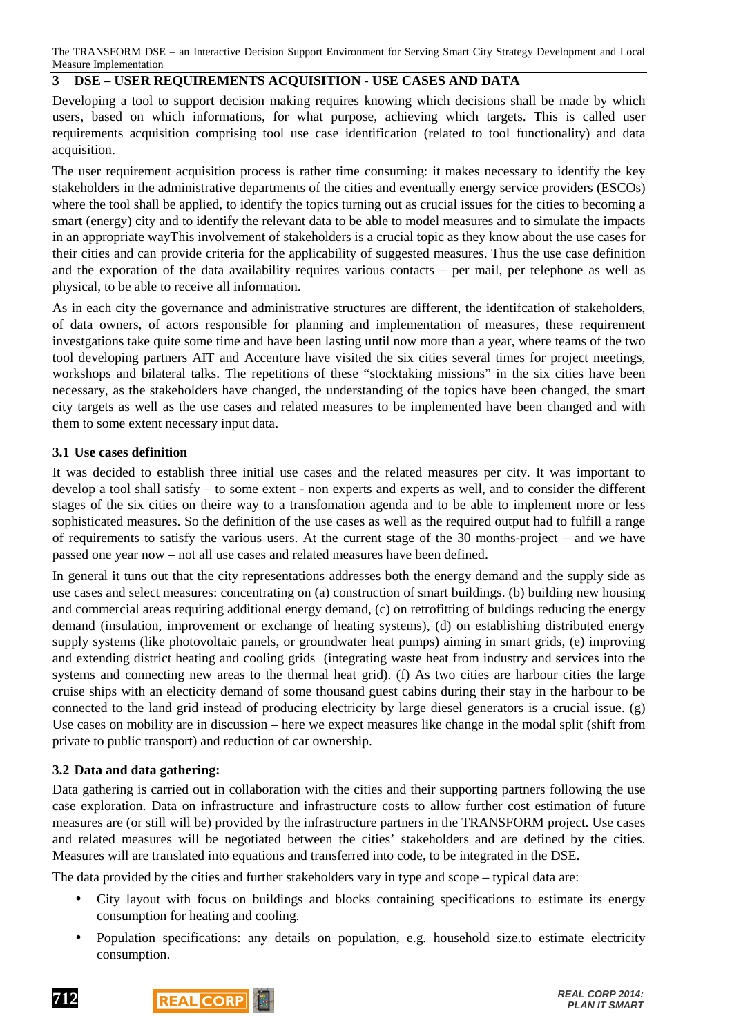## 3 DSE – USER REQUIREMENTS ACQUISITION - USE CASES AND DATA

Developing a tool to support decision making requires knowing which decisions shall be made by which users, based on which informations, for what purpose, achieving which targets. This is called user requirements acquisition comprising tool use case identification (related to tool functionality) and data acquisition.

The user requirement acquisition process is rather time consuming: it makes necessary to identify the key stakeholders in the administrative departments of the cities and eventually energy service providers (ESCOs) where the tool shall be applied, to identify the topics turning out as crucial issues for the cities to becoming a smart (energy) city and to identify the relevant data to be able to model measures and to simulate the impacts in an appropriate wayThis involvement of stakeholders is a crucial topic as they know about the use cases for their cities and can provide criteria for the applicability of suggested measures. Thus the use case definition and the exporation of the data availability requires various contacts – per mail, per telephone as well as physical, to be able to receive all information.

As in each city the governance and administrative structures are different, the identifcation of stakeholders, of data owners, of actors responsible for planning and implementation of measures, these requirement investgations take quite some time and have been lasting until now more than a year, where teams of the two tool developing partners AIT and Accenture have visited the six cities several times for project meetings, workshops and bilateral talks. The repetitions of these "stocktaking missions" in the six cities have been necessary, as the stakeholders have changed, the understanding of the topics have been changed, the smart city targets as well as the use cases and related measures to be implemented have been changed and with them to some extent necessary input data.

### 3.1 Use cases definition

It was decided to establish three initial use cases and the related measures per city. It was important to develop a tool shall satisfy – to some extent - non experts and experts as well, and to consider the different stages of the six cities on theire way to a transfomation agenda and to be able to implement more or less sophisticated measures. So the definition of the use cases as well as the required output had to fulfill a range of requirements to satisfy the various users. At the current stage of the 30 months-project – and we have passed one year now – not all use cases and related measures have been defined.

In general it tuns out that the city representations addresses both the energy demand and the supply side as use cases and select measures: concentrating on (a) construction of smart buildings. (b) building new housing and commercial areas requiring additional energy demand, (c) on retrofitting of buldings reducing the energy demand (insulation, improvement or exchange of heating systems), (d) on establishing distributed energy supply systems (like photovoltaic panels, or groundwater heat pumps) aiming in smart grids, (e) improving and extending district heating and cooling grids (integrating waste heat from industry and services into the systems and connecting new areas to the thermal heat grid). (f) As two cities are harbour cities the large cruise ships with an electicity demand of some thousand guest cabins during their stay in the harbour to be connected to the land grid instead of producing electricity by large diesel generators is a crucial issue. (g) Use cases on mobility are in discussion – here we expect measures like change in the modal split (shift from private to public transport) and reduction of car ownership.

### 3.2 Data and data gathering:

Data gathering is carried out in collaboration with the cities and their supporting partners following the use case exploration. Data on infrastructure and infrastructure costs to allow further cost estimation of future measures are (or still will be) provided by the infrastructure partners in the TRANSFORM project. Use cases and related measures will be negotiated between the cities' stakeholders and are defined by the cities. Measures will are translated into equations and transferred into code, to be integrated in the DSE.

The data provided by the cities and further stakeholders vary in type and scope – typical data are:

- City layout with focus on buildings and blocks containing specifications to estimate its energy consumption for heating and cooling.
- Population specifications: any details on population, e.g. household size.to estimate electricity consumption.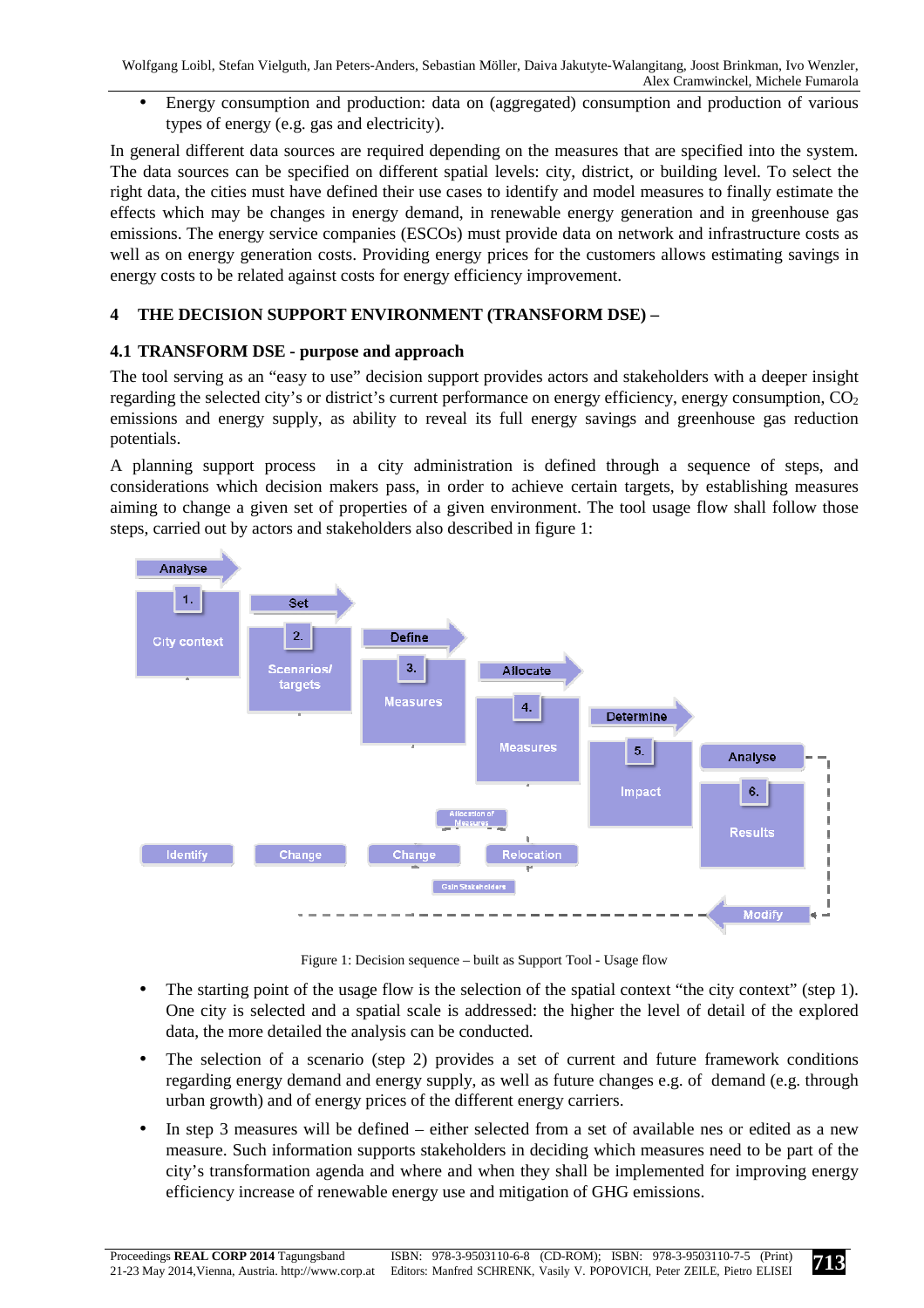- Energy consumption and production: data on (aggregated) consumption and production of various types of energy (e.g. gas and electricity).

In general different data sources are required depending on the measures that are specified into the system. The data sources can be specified on different spatial levels: city, district, or building level. To select the right data, the cities must have defined their use cases to identify and model measures to finally estimate the effects which may be changes in energy demand, in renewable energy generation and in greenhouse gas emissions. The energy service companies (ESCOs) must provide data on network and infrastructure costs as well as on energy generation costs. Providing energy prices for the customers allows estimating savings in energy costs to be related against costs for energy efficiency improvement.

## 4 THE DECISION SUPPORT ENVIRONMENT (TRANSFORM DSE) –

### 4.1 TRANSFORM DSE - purpose and approach

The tool serving as an "easy to use" decision support provides actors and stakeholders with a deeper insight regarding the selected city's or district's current performance on energy efficiency, energy consumption, $CO_2$ emissions and energy supply, as ability to reveal its full energy savings and greenhouse gas reduction potentials.

A planning support process in a city administration is defined through a sequence of steps, and considerations which decision makers pass, in order to achieve certain targets, by establishing measures aiming to change a given set of properties of a given environment. The tool usage flow shall follow those steps, carried out by actors and stakeholders also described in figure 1:

Analyse 1. City context | Set 2. Scenarios/ targets | Define 3. Measures | Allocate 4. Measures | Determine 5. Impact | Analyse 6. Results

Identify | Change | Change | Allocation of Measures | Relocation | Gain Stakeholders | Modify

Figure 1: Decision sequence – built as Support Tool - Usage flow

- The starting point of the usage flow is the selection of the spatial context "the city context" (step 1). One city is selected and a spatial scale is addressed: the higher the level of detail of the explored data, the more detailed the analysis can be conducted.
- The selection of a scenario (step 2) provides a set of current and future framework conditions regarding energy demand and energy supply, as well as future changes e.g. of demand (e.g. through urban growth) and of energy prices of the different energy carriers.
- In step 3 measures will be defined – either selected from a set of available nes or edited as a new measure. Such information supports stakeholders in deciding which measures need to be part of the city's transformation agenda and where and when they shall be implemented for improving energy efficiency increase of renewable energy use and mitigation of GHG emissions.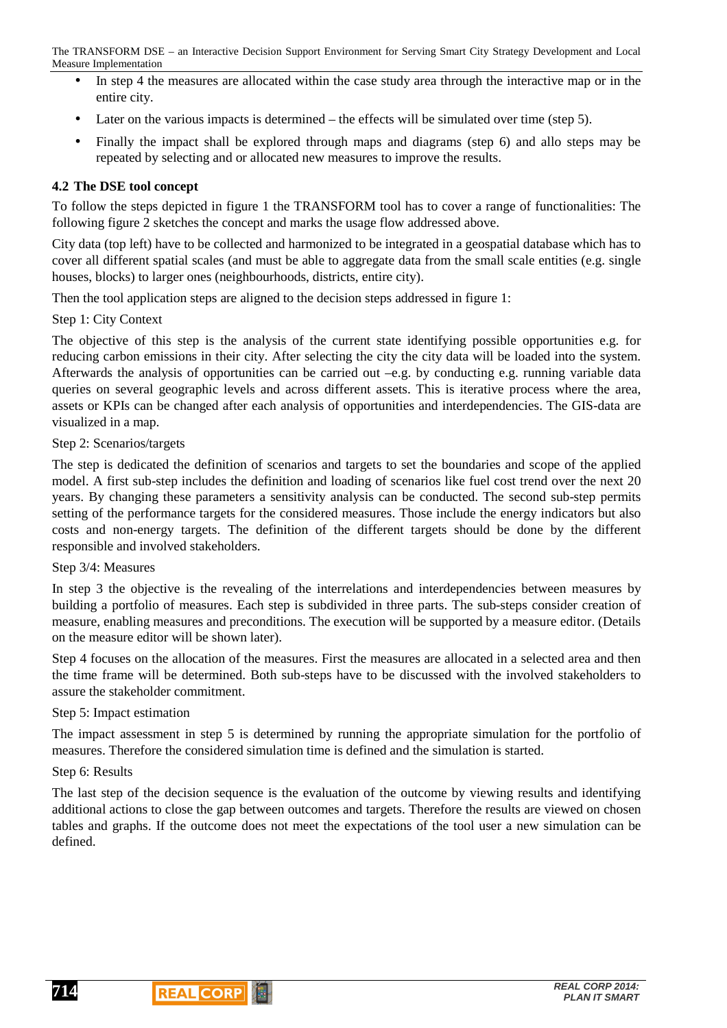- In step 4 the measures are allocated within the case study area through the interactive map or in the entire city.
- Later on the various impacts is determined – the effects will be simulated over time (step 5).
- Finally the impact shall be explored through maps and diagrams (step 6) and allo steps may be repeated by selecting and or allocated new measures to improve the results.

### 4.2 The DSE tool concept

To follow the steps depicted in figure 1 the TRANSFORM tool has to cover a range of functionalities: The following figure 2 sketches the concept and marks the usage flow addressed above.

City data (top left) have to be collected and harmonized to be integrated in a geospatial database which has to cover all different spatial scales (and must be able to aggregate data from the small scale entities (e.g. single houses, blocks) to larger ones (neighbourhoods, districts, entire city).

Then the tool application steps are aligned to the decision steps addressed in figure 1:

Step 1: City Context

The objective of this step is the analysis of the current state identifying possible opportunities e.g. for reducing carbon emissions in their city. After selecting the city the city data will be loaded into the system. Afterwards the analysis of opportunities can be carried out –e.g. by conducting e.g. running variable data queries on several geographic levels and across different assets. This is iterative process where the area, assets or KPIs can be changed after each analysis of opportunities and interdependencies. The GIS-data are visualized in a map.

Step 2: Scenarios/targets

The step is dedicated the definition of scenarios and targets to set the boundaries and scope of the applied model. A first sub-step includes the definition and loading of scenarios like fuel cost trend over the next 20 years. By changing these parameters a sensitivity analysis can be conducted. The second sub-step permits setting of the performance targets for the considered measures. Those include the energy indicators but also costs and non-energy targets. The definition of the different targets should be done by the different responsible and involved stakeholders.

Step 3/4: Measures

In step 3 the objective is the revealing of the interrelations and interdependencies between measures by building a portfolio of measures. Each step is subdivided in three parts. The sub-steps consider creation of measure, enabling measures and preconditions. The execution will be supported by a measure editor. (Details on the measure editor will be shown later).

Step 4 focuses on the allocation of the measures. First the measures are allocated in a selected area and then the time frame will be determined. Both sub-steps have to be discussed with the involved stakeholders to assure the stakeholder commitment.

Step 5: Impact estimation

The impact assessment in step 5 is determined by running the appropriate simulation for the portfolio of measures. Therefore the considered simulation time is defined and the simulation is started.

Step 6: Results

The last step of the decision sequence is the evaluation of the outcome by viewing results and identifying additional actions to close the gap between outcomes and targets. Therefore the results are viewed on chosen tables and graphs. If the outcome does not meet the expectations of the tool user a new simulation can be defined.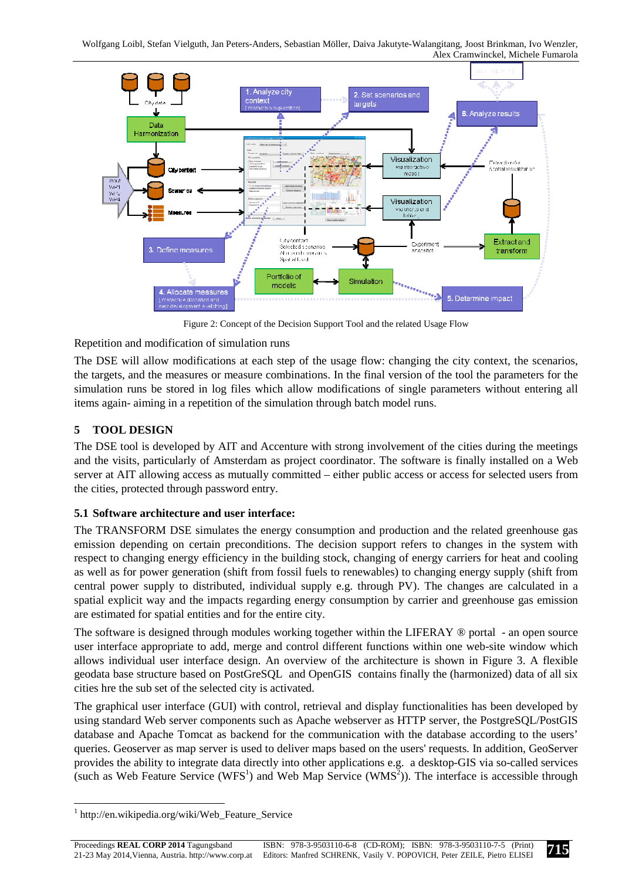Figure 2: Concept of the Decision Support Tool and the related Usage Flow

Repetition and modification of simulation runs

The DSE will allow modifications at each step of the usage flow: changing the city context, the scenarios, the targets, and the measures or measure combinations. In the final version of the tool the parameters for the simulation runs be stored in log files which allow modifications of single parameters without entering all items again- aiming in a repetition of the simulation through batch model runs.

## 5 TOOL DESIGN

The DSE tool is developed by AIT and Accenture with strong involvement of the cities during the meetings and the visits, particularly of Amsterdam as project coordinator. The software is finally installed on a Web server at AIT allowing access as mutually committed – either public access or access for selected users from the cities, protected through password entry.

### 5.1 Software architecture and user interface:

The TRANSFORM DSE simulates the energy consumption and production and the related greenhouse gas emission depending on certain preconditions. The decision support refers to changes in the system with respect to changing energy efficiency in the building stock, changing of energy carriers for heat and cooling as well as for power generation (shift from fossil fuels to renewables) to changing energy supply (shift from central power supply to distributed, individual supply e.g. through PV). The changes are calculated in a spatial explicit way and the impacts regarding energy consumption by carrier and greenhouse gas emission are estimated for spatial entities and for the entire city.

The software is designed through modules working together within the LIFERAY ® portal - an open source user interface appropriate to add, merge and control different functions within one web-site window which allows individual user interface design. An overview of the architecture is shown in Figure 3. A flexible geodata base structure based on PostGreSQL and OpenGIS contains finally the (harmonized) data of all six cities hre the sub set of the selected city is activated.

The graphical user interface (GUI) with control, retrieval and display functionalities has been developed by using standard Web server components such as Apache webserver as HTTP server, the PostgreSQL/PostGIS database and Apache Tomcat as backend for the communication with the database according to the users' queries. Geoserver as map server is used to deliver maps based on the users' requests. In addition, GeoServer provides the ability to integrate data directly into other applications e.g. a desktop-GIS via so-called services (such as Web Feature Service (WFS[1]) and Web Map Service (WMS[2])). The interface is accessible through

[1] http://en.wikipedia.org/wiki/Web_Feature_Service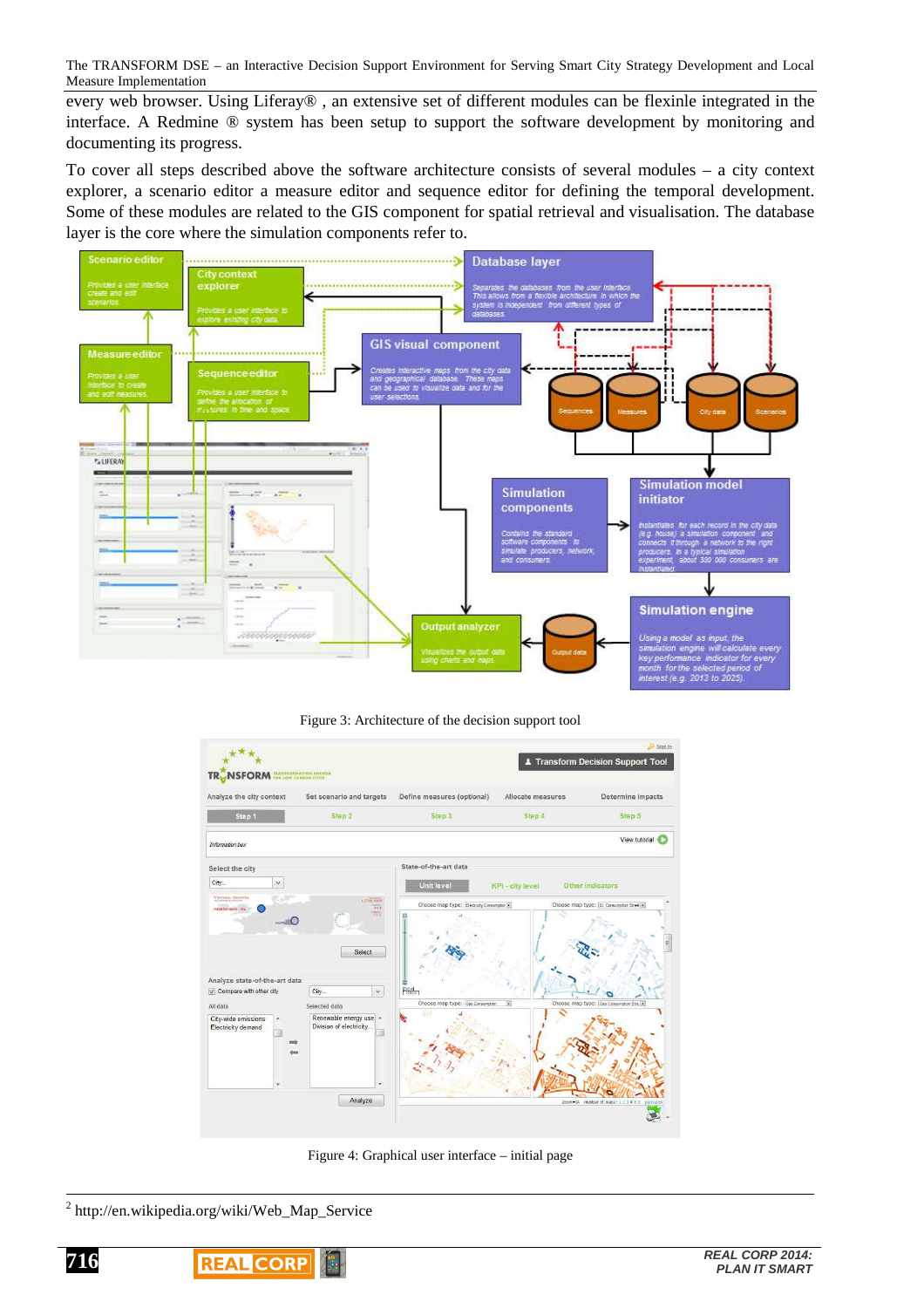every web browser. Using Liferay® , an extensive set of different modules can be flexinle integrated in the interface. A Redmine ® system has been setup to support the software development by monitoring and documenting its progress.

To cover all steps described above the software architecture consists of several modules – a city context explorer, a scenario editor a measure editor and sequence editor for defining the temporal development. Some of these modules are related to the GIS component for spatial retrieval and visualisation. The database layer is the core where the simulation components refer to.

Figure 3: Architecture of the decision support tool

Figure 4: Graphical user interface – initial page

---

[2] http://en.wikipedia.org/wiki/Web_Map_Service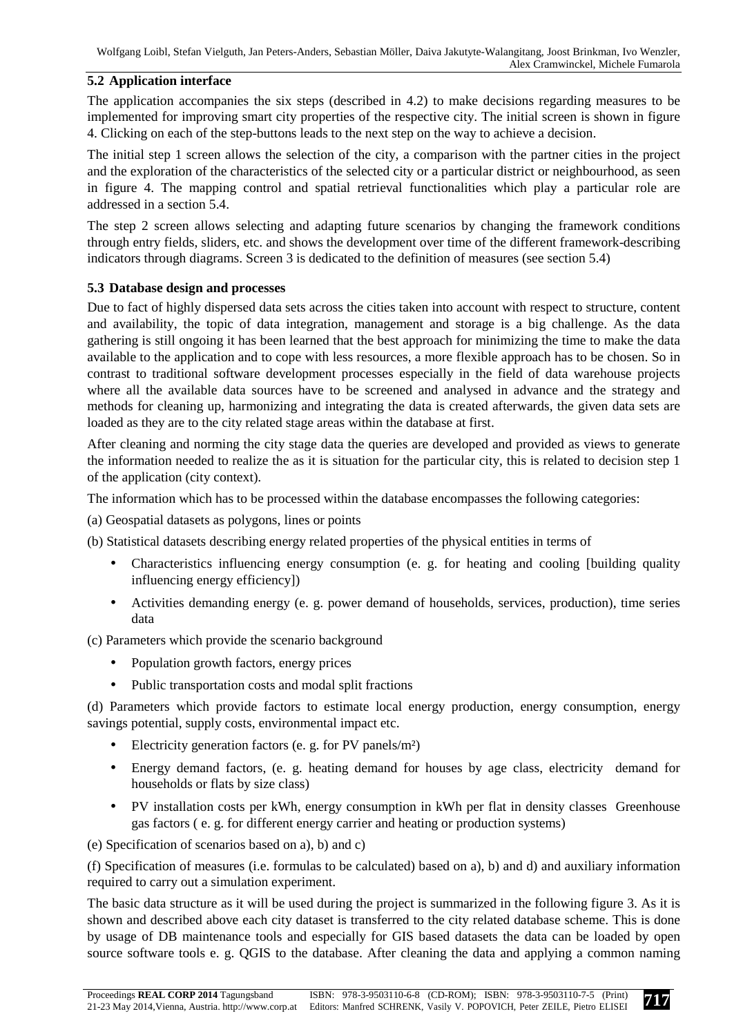### 5.2 Application interface

The application accompanies the six steps (described in 4.2) to make decisions regarding measures to be implemented for improving smart city properties of the respective city. The initial screen is shown in figure 4. Clicking on each of the step-buttons leads to the next step on the way to achieve a decision.

The initial step 1 screen allows the selection of the city, a comparison with the partner cities in the project and the exploration of the characteristics of the selected city or a particular district or neighbourhood, as seen in figure 4. The mapping control and spatial retrieval functionalities which play a particular role are addressed in a section 5.4.

The step 2 screen allows selecting and adapting future scenarios by changing the framework conditions through entry fields, sliders, etc. and shows the development over time of the different framework-describing indicators through diagrams. Screen 3 is dedicated to the definition of measures (see section 5.4)

### 5.3 Database design and processes

Due to fact of highly dispersed data sets across the cities taken into account with respect to structure, content and availability, the topic of data integration, management and storage is a big challenge. As the data gathering is still ongoing it has been learned that the best approach for minimizing the time to make the data available to the application and to cope with less resources, a more flexible approach has to be chosen. So in contrast to traditional software development processes especially in the field of data warehouse projects where all the available data sources have to be screened and analysed in advance and the strategy and methods for cleaning up, harmonizing and integrating the data is created afterwards, the given data sets are loaded as they are to the city related stage areas within the database at first.

After cleaning and norming the city stage data the queries are developed and provided as views to generate the information needed to realize the as it is situation for the particular city, this is related to decision step 1 of the application (city context).

The information which has to be processed within the database encompasses the following categories:

(a) Geospatial datasets as polygons, lines or points

(b) Statistical datasets describing energy related properties of the physical entities in terms of

- Characteristics influencing energy consumption (e. g. for heating and cooling [building quality influencing energy efficiency])
- Activities demanding energy (e. g. power demand of households, services, production), time series data

(c) Parameters which provide the scenario background

- Population growth factors, energy prices
- Public transportation costs and modal split fractions

(d) Parameters which provide factors to estimate local energy production, energy consumption, energy savings potential, supply costs, environmental impact etc.

- Electricity generation factors (e. g. for PV panels/m²)
- Energy demand factors, (e. g. heating demand for houses by age class, electricity demand for households or flats by size class)
- PV installation costs per kWh, energy consumption in kWh per flat in density classes Greenhouse gas factors ( e. g. for different energy carrier and heating or production systems)

(e) Specification of scenarios based on a), b) and c)

(f) Specification of measures (i.e. formulas to be calculated) based on a), b) and d) and auxiliary information required to carry out a simulation experiment.

The basic data structure as it will be used during the project is summarized in the following figure 3. As it is shown and described above each city dataset is transferred to the city related database scheme. This is done by usage of DB maintenance tools and especially for GIS based datasets the data can be loaded by open source software tools e. g. QGIS to the database. After cleaning the data and applying a common naming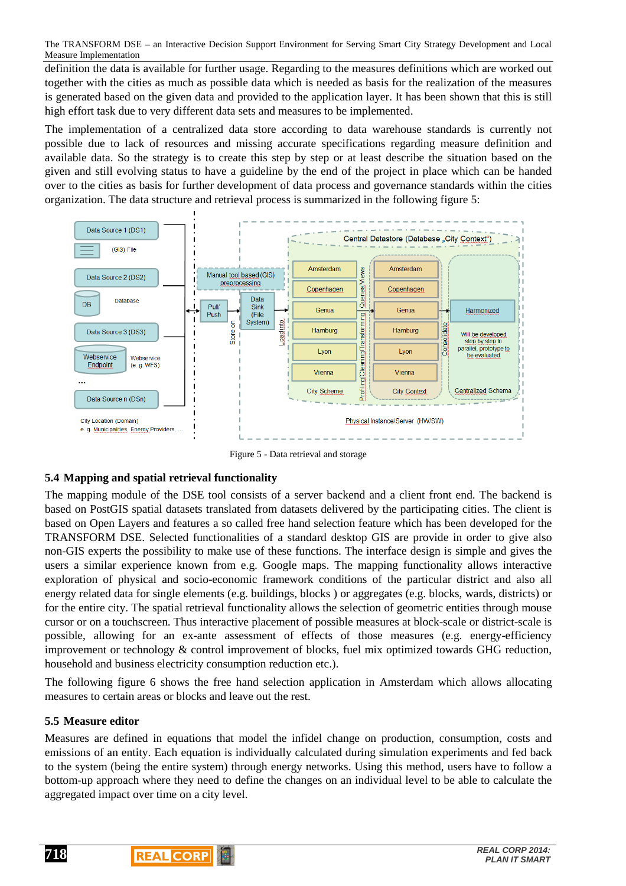definition the data is available for further usage. Regarding to the measures definitions which are worked out together with the cities as much as possible data which is needed as basis for the realization of the measures is generated based on the given data and provided to the application layer. It has been shown that this is still high effort task due to very different data sets and measures to be implemented.

The implementation of a centralized data store according to data warehouse standards is currently not possible due to lack of resources and missing accurate specifications regarding measure definition and available data. So the strategy is to create this step by step or at least describe the situation based on the given and still evolving status to have a guideline by the end of the project in place which can be handed over to the cities as basis for further development of data process and governance standards within the cities organization. The data structure and retrieval process is summarized in the following figure 5:

Figure 5 - Data retrieval and storage

### 5.4 Mapping and spatial retrieval functionality

The mapping module of the DSE tool consists of a server backend and a client front end. The backend is based on PostGIS spatial datasets translated from datasets delivered by the participating cities. The client is based on Open Layers and features a so called free hand selection feature which has been developed for the TRANSFORM DSE. Selected functionalities of a standard desktop GIS are provide in order to give also non-GIS experts the possibility to make use of these functions. The interface design is simple and gives the users a similar experience known from e.g. Google maps. The mapping functionality allows interactive exploration of physical and socio-economic framework conditions of the particular district and also all energy related data for single elements (e.g. buildings, blocks ) or aggregates (e.g. blocks, wards, districts) or for the entire city. The spatial retrieval functionality allows the selection of geometric entities through mouse cursor or on a touchscreen. Thus interactive placement of possible measures at block-scale or district-scale is possible, allowing for an ex-ante assessment of effects of those measures (e.g. energy-efficiency improvement or technology & control improvement of blocks, fuel mix optimized towards GHG reduction, household and business electricity consumption reduction etc.).

The following figure 6 shows the free hand selection application in Amsterdam which allows allocating measures to certain areas or blocks and leave out the rest.

### 5.5 Measure editor

Measures are defined in equations that model the infidel change on production, consumption, costs and emissions of an entity. Each equation is individually calculated during simulation experiments and fed back to the system (being the entire system) through energy networks. Using this method, users have to follow a bottom-up approach where they need to define the changes on an individual level to be able to calculate the aggregated impact over time on a city level.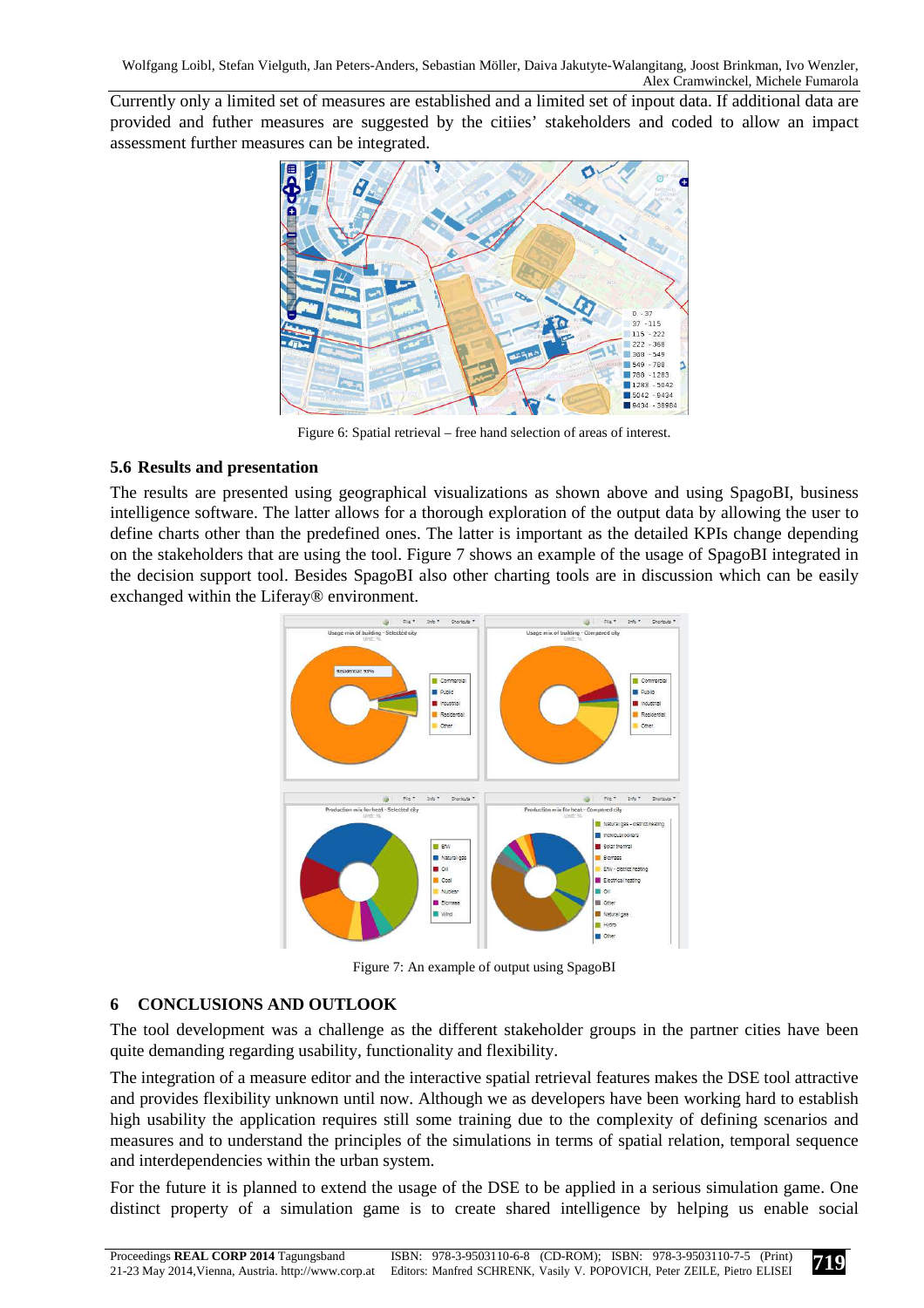Currently only a limited set of measures are established and a limited set of inpout data. If additional data are provided and futher measures are suggested by the citiies' stakeholders and coded to allow an impact assessment further measures can be integrated.

Figure 6: Spatial retrieval – free hand selection of areas of interest.

### 5.6 Results and presentation

The results are presented using geographical visualizations as shown above and using SpagoBI, business intelligence software. The latter allows for a thorough exploration of the output data by allowing the user to define charts other than the predefined ones. The latter is important as the detailed KPIs change depending on the stakeholders that are using the tool. Figure 7 shows an example of the usage of SpagoBI integrated in the decision support tool. Besides SpagoBI also other charting tools are in discussion which can be easily exchanged within the Liferay® environment.

Figure 7: An example of output using SpagoBI

## 6 CONCLUSIONS AND OUTLOOK

The tool development was a challenge as the different stakeholder groups in the partner cities have been quite demanding regarding usability, functionality and flexibility.

The integration of a measure editor and the interactive spatial retrieval features makes the DSE tool attractive and provides flexibility unknown until now. Although we as developers have been working hard to establish high usability the application requires still some training due to the complexity of defining scenarios and measures and to understand the principles of the simulations in terms of spatial relation, temporal sequence and interdependencies within the urban system.

For the future it is planned to extend the usage of the DSE to be applied in a serious simulation game. One distinct property of a simulation game is to create shared intelligence by helping us enable social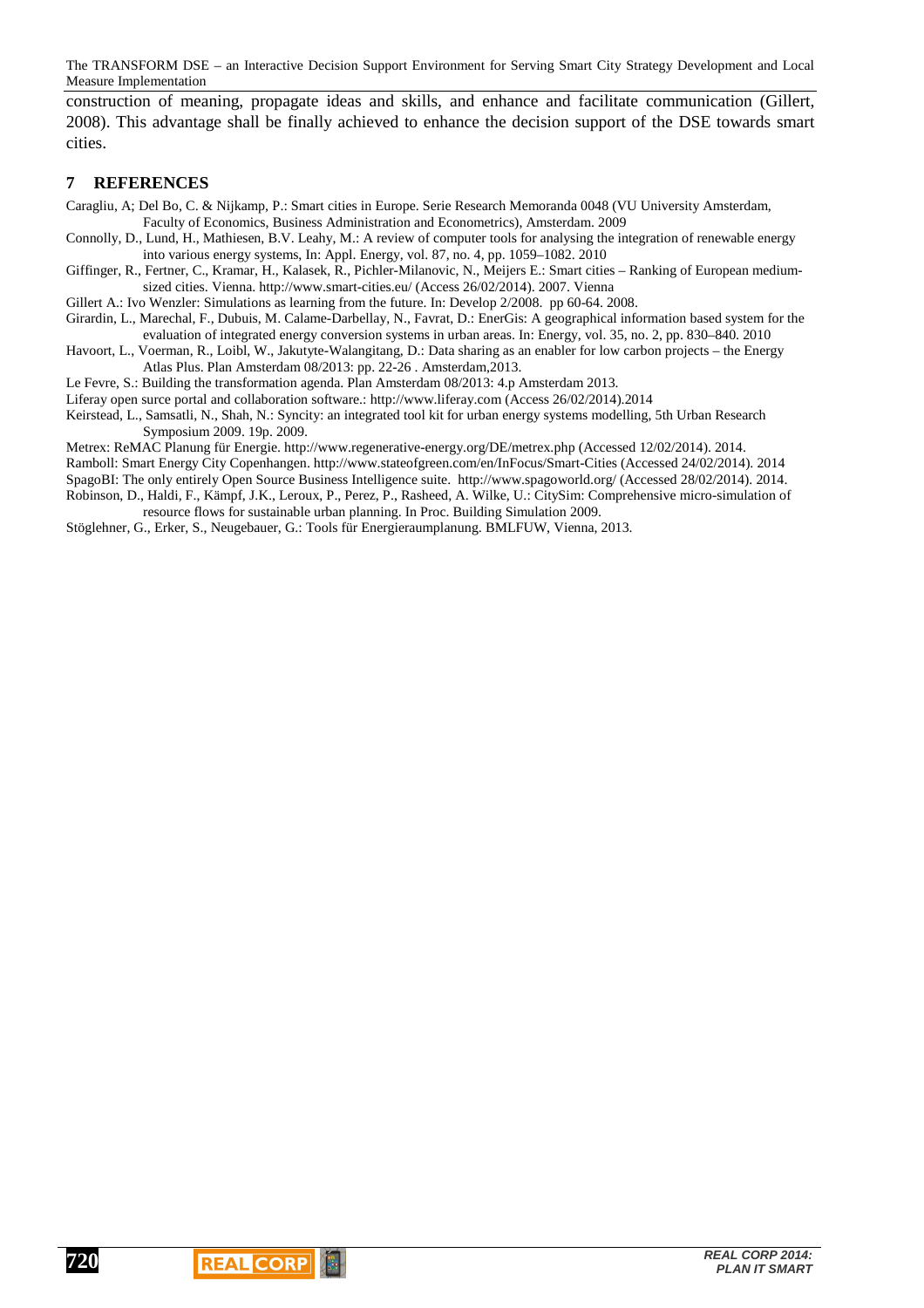construction of meaning, propagate ideas and skills, and enhance and facilitate communication (Gillert, 2008). This advantage shall be finally achieved to enhance the decision support of the DSE towards smart cities.

## 7 REFERENCES

Caragliu, A; Del Bo, C. & Nijkamp, P.: Smart cities in Europe. Serie Research Memoranda 0048 (VU University Amsterdam, Faculty of Economics, Business Administration and Econometrics), Amsterdam. 2009

Connolly, D., Lund, H., Mathiesen, B.V. Leahy, M.: A review of computer tools for analysing the integration of renewable energy into various energy systems, In: Appl. Energy, vol. 87, no. 4, pp. 1059–1082. 2010

Giffinger, R., Fertner, C., Kramar, H., Kalasek, R., Pichler-Milanovic, N., Meijers E.: Smart cities – Ranking of European medium-sized cities. Vienna. http://www.smart-cities.eu/ (Access 26/02/2014). 2007. Vienna

Gillert A.: Ivo Wenzler: Simulations as learning from the future. In: Develop 2/2008. pp 60-64. 2008.

Girardin, L., Marechal, F., Dubuis, M. Calame-Darbellay, N., Favrat, D.: EnerGis: A geographical information based system for the evaluation of integrated energy conversion systems in urban areas. In: Energy, vol. 35, no. 2, pp. 830–840. 2010

Havoort, L., Voerman, R., Loibl, W., Jakutyte-Walangitang, D.: Data sharing as an enabler for low carbon projects – the Energy Atlas Plus. Plan Amsterdam 08/2013: pp. 22-26 . Amsterdam,2013.

Le Fevre, S.: Building the transformation agenda. Plan Amsterdam 08/2013: 4.p Amsterdam 2013.

Liferay open surce portal and collaboration software.: http://www.liferay.com (Access 26/02/2014).2014

Keirstead, L., Samsatli, N., Shah, N.: Syncity: an integrated tool kit for urban energy systems modelling, 5th Urban Research Symposium 2009. 19p. 2009.

Metrex: ReMAC Planung für Energie. http://www.regenerative-energy.org/DE/metrex.php (Accessed 12/02/2014). 2014.

Ramboll: Smart Energy City Copenhagen. http://www.stateofgreen.com/en/InFocus/Smart-Cities (Accessed 24/02/2014). 2014

SpagoBI: The only entirely Open Source Business Intelligence suite. http://www.spagoworld.org/ (Accessed 28/02/2014). 2014.

Robinson, D., Haldi, F., Kämpf, J.K., Leroux, P., Perez, P., Rasheed, A. Wilke, U.: CitySim: Comprehensive micro-simulation of resource flows for sustainable urban planning. In Proc. Building Simulation 2009.

Stöglehner, G., Erker, S., Neugebauer, G.: Tools für Energieraumplanung. BMLFUW, Vienna, 2013.